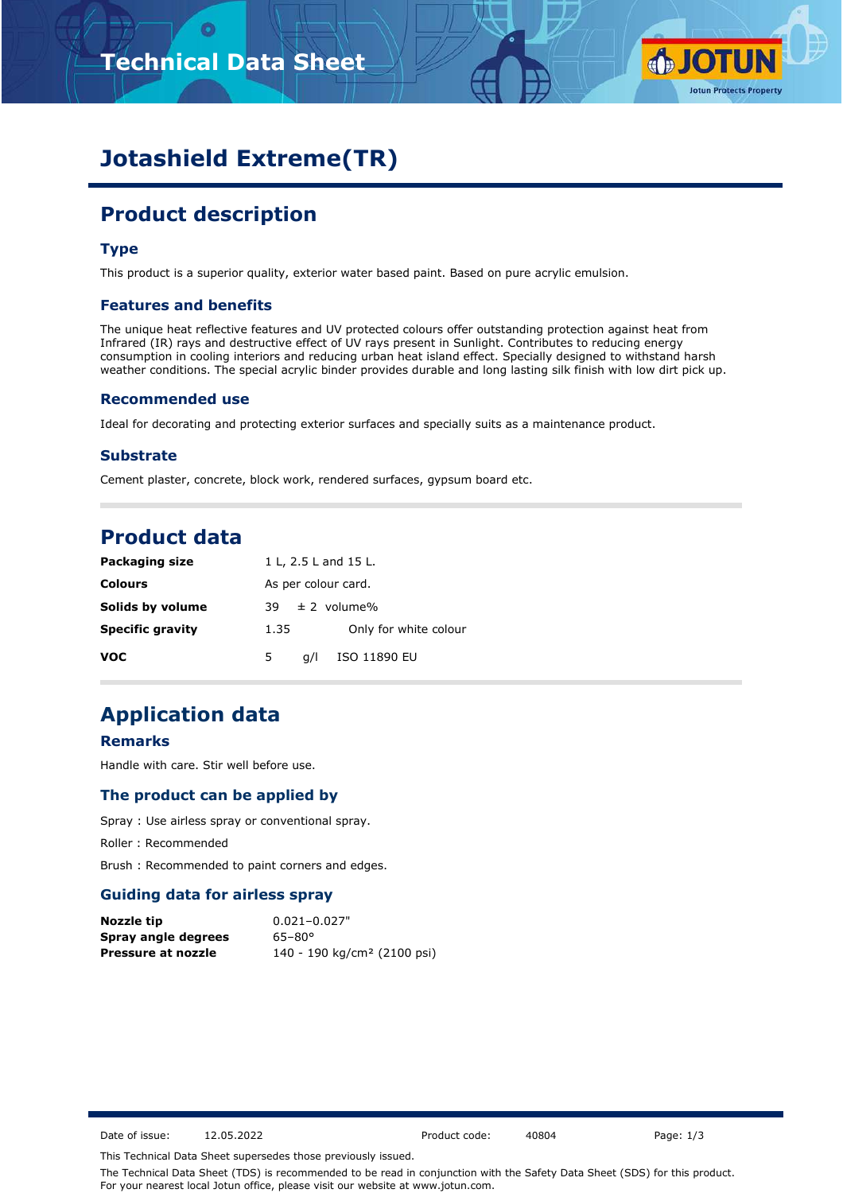# Jotashield Extreme(TR)

## Product description

### Type

This product is a superior quality, exterior water based paint. Based on pure acrylic emulsion.

### Features and benefits

The unique heat reflective features and UV protected colours offer outstanding protection against heat from Infrared (IR) rays and destructive effect of UV rays present in Sunlight. Contributes to reducing energy consumption in cooling interiors and reducing urban heat island effect. Specially designed to withstand harsh weather conditions. The special acrylic binder provides durable and long lasting silk finish with low dirt pick up.

### Recommended use

Ideal for decorating and protecting exterior surfaces and specially suits as a maintenance product.

### Substrate

Cement plaster, concrete, block work, rendered surfaces, gypsum board etc.

## Product data

| | | | |
|---|---|---|---|
| **Packaging size** | 1 L, 2.5 L and 15 L. | | |
| **Colours** | As per colour card. | | |
| **Solids by volume** | 39 | ± 2 | volume% |
| **Specific gravity** | 1.35 | | Only for white colour |
| **VOC** | 5 | g/l | ISO 11890 EU |

## Application data

### Remarks

Handle with care. Stir well before use.

### The product can be applied by

Spray : Use airless spray or conventional spray.

Roller : Recommended

Brush : Recommended to paint corners and edges.

### Guiding data for airless spray

| | |
|---|---|
| **Nozzle tip** | 0.021–0.027" |
| **Spray angle degrees** | 65–80° |
| **Pressure at nozzle** | 140 - 190 kg/cm² (2100 psi) |

Date of issue: 12.05.2022 Product code: 40804

This Technical Data Sheet supersedes those previously issued.

The Technical Data Sheet (TDS) is recommended to be read in conjunction with the Safety Data Sheet (SDS) for this product.
For your nearest local Jotun office, please visit our website at www.jotun.com.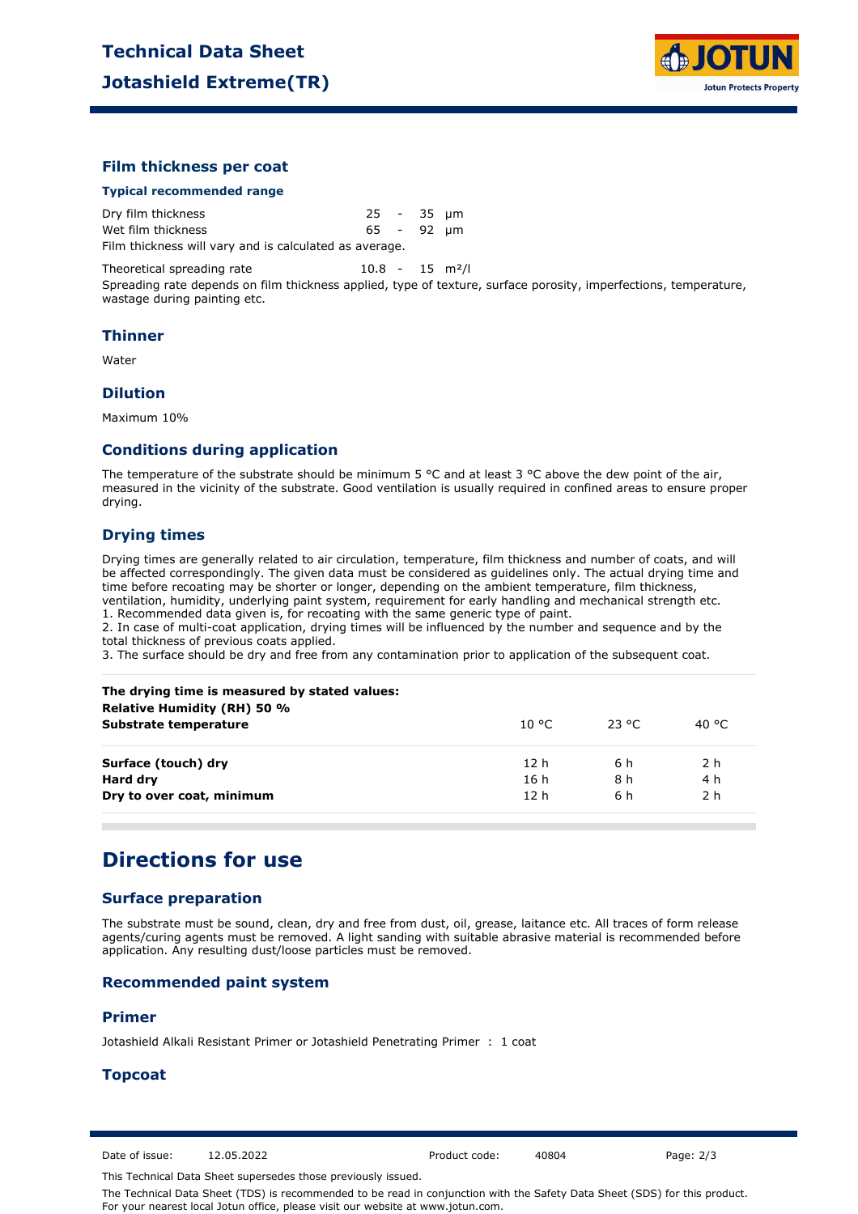## Film thickness per coat

### Typical recommended range

| | | | | |
|---|---|---|---|---|
| Dry film thickness | 25 | - | 35 | µm |
| Wet film thickness | 65 | - | 92 | µm |

Film thickness will vary and is calculated as average.

| | | | | |
|---|---|---|---|---|
| Theoretical spreading rate | 10.8 | - | 15 | m²/l |

Spreading rate depends on film thickness applied, type of texture, surface porosity, imperfections, temperature, wastage during painting etc.

## Thinner

Water

## Dilution

Maximum 10%

## Conditions during application

The temperature of the substrate should be minimum 5 °C and at least 3 °C above the dew point of the air, measured in the vicinity of the substrate. Good ventilation is usually required in confined areas to ensure proper drying.

## Drying times

Drying times are generally related to air circulation, temperature, film thickness and number of coats, and will be affected correspondingly. The given data must be considered as guidelines only. The actual drying time and time before recoating may be shorter or longer, depending on the ambient temperature, film thickness, ventilation, humidity, underlying paint system, requirement for early handling and mechanical strength etc.
1. Recommended data given is, for recoating with the same generic type of paint.
2. In case of multi-coat application, drying times will be influenced by the number and sequence and by the total thickness of previous coats applied.
3. The surface should be dry and free from any contamination prior to application of the subsequent coat.

**The drying time is measured by stated values:**
**Relative Humidity (RH) 50 %**

| **Substrate temperature** | 10 °C | 23 °C | 40 °C |
|---|---|---|---|
| **Surface (touch) dry** | 12 h | 6 h | 2 h |
| **Hard dry** | 16 h | 8 h | 4 h |
| **Dry to over coat, minimum** | 12 h | 6 h | 2 h |

# Directions for use

## Surface preparation

The substrate must be sound, clean, dry and free from dust, oil, grease, laitance etc. All traces of form release agents/curing agents must be removed. A light sanding with suitable abrasive material is recommended before application. Any resulting dust/loose particles must be removed.

## Recommended paint system

## Primer

Jotashield Alkali Resistant Primer or Jotashield Penetrating Primer : 1 coat

## Topcoat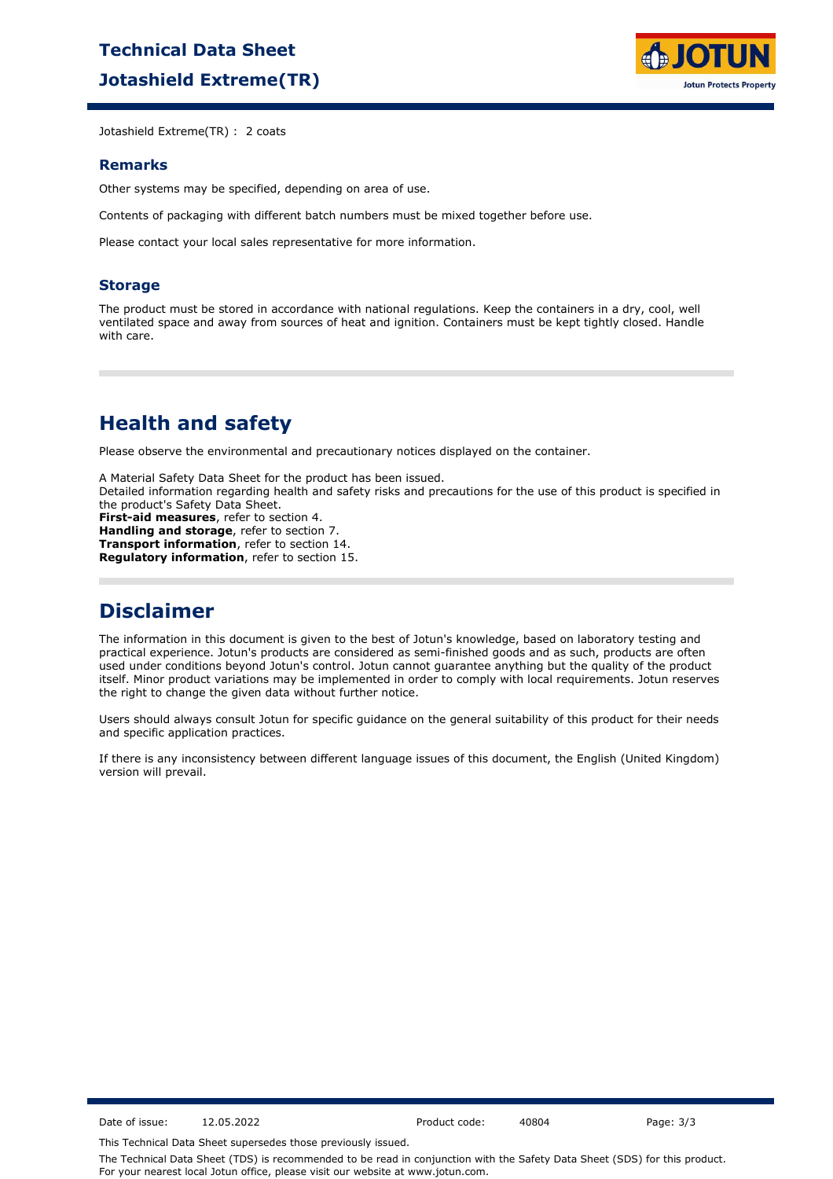Jotashield Extreme(TR) : 2 coats

### Remarks

Other systems may be specified, depending on area of use.

Contents of packaging with different batch numbers must be mixed together before use.

Please contact your local sales representative for more information.

### Storage

The product must be stored in accordance with national regulations. Keep the containers in a dry, cool, well ventilated space and away from sources of heat and ignition. Containers must be kept tightly closed. Handle with care.

## Health and safety

Please observe the environmental and precautionary notices displayed on the container.

A Material Safety Data Sheet for the product has been issued.
Detailed information regarding health and safety risks and precautions for the use of this product is specified in the product's Safety Data Sheet.
**First-aid measures**, refer to section 4.
**Handling and storage**, refer to section 7.
**Transport information**, refer to section 14.
**Regulatory information**, refer to section 15.

## Disclaimer

The information in this document is given to the best of Jotun's knowledge, based on laboratory testing and practical experience. Jotun's products are considered as semi-finished goods and as such, products are often used under conditions beyond Jotun's control. Jotun cannot guarantee anything but the quality of the product itself. Minor product variations may be implemented in order to comply with local requirements. Jotun reserves the right to change the given data without further notice.

Users should always consult Jotun for specific guidance on the general suitability of this product for their needs and specific application practices.

If there is any inconsistency between different language issues of this document, the English (United Kingdom) version will prevail.